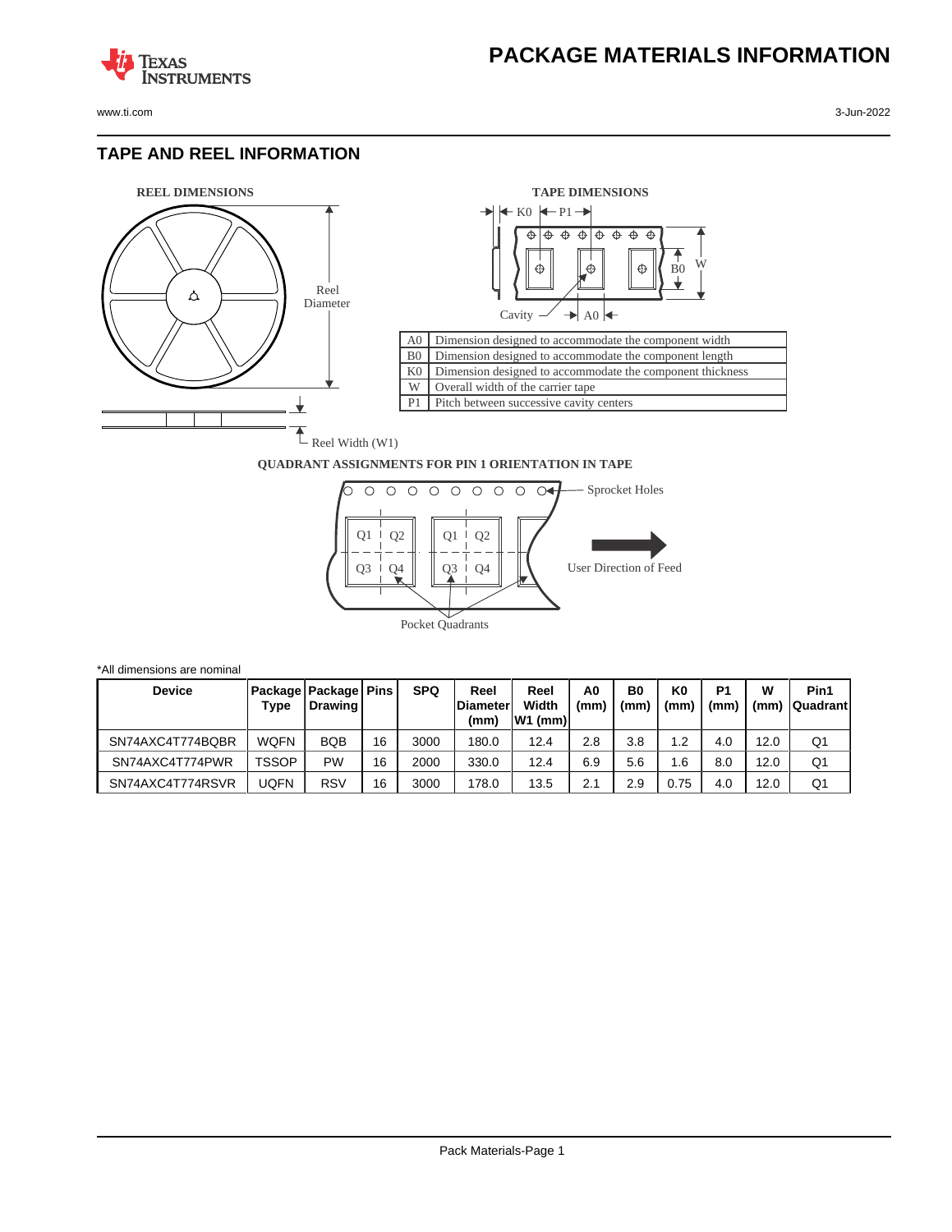# PACKAGE MATERIALS INFORMATION

## TAPE AND REEL INFORMATION

**REEL DIMENSIONS**

Reel Diameter

Reel Width (W1)

**TAPE DIMENSIONS**

| | |
|---|---|
| A0 | Dimension designed to accommodate the component width |
| B0 | Dimension designed to accommodate the component length |
| K0 | Dimension designed to accommodate the component thickness |
| W | Overall width of the carrier tape |
| P1 | Pitch between successive cavity centers |

**QUADRANT ASSIGNMENTS FOR PIN 1 ORIENTATION IN TAPE**

Sprocket Holes

User Direction of Feed

Pocket Quadrants

*All dimensions are nominal

| Device | Package Type | Package Drawing | Pins | SPQ | Reel Diameter (mm) | Reel Width W1 (mm) | A0 (mm) | B0 (mm) | K0 (mm) | P1 (mm) | W (mm) | Pin1 Quadrant |
|---|---|---|---|---|---|---|---|---|---|---|---|---|
| SN74AXC4T774BQBR | WQFN | BQB | 16 | 3000 | 180.0 | 12.4 | 2.8 | 3.8 | 1.2 | 4.0 | 12.0 | Q1 |
| SN74AXC4T774PWR | TSSOP | PW | 16 | 2000 | 330.0 | 12.4 | 6.9 | 5.6 | 1.6 | 8.0 | 12.0 | Q1 |
| SN74AXC4T774RSVR | UQFN | RSV | 16 | 3000 | 178.0 | 13.5 | 2.1 | 2.9 | 0.75 | 4.0 | 12.0 | Q1 |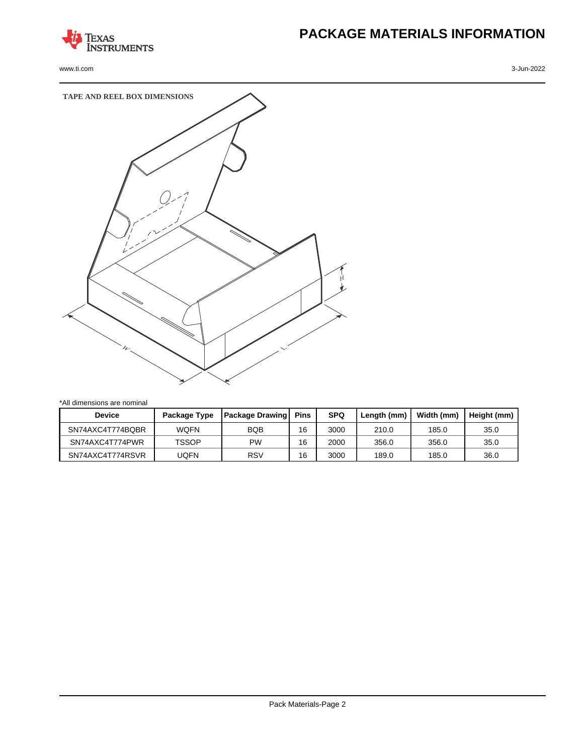# PACKAGE MATERIALS INFORMATION

## TAPE AND REEL BOX DIMENSIONS

W

L

H

*All dimensions are nominal

| Device | Package Type | Package Drawing | Pins | SPQ | Length (mm) | Width (mm) | Height (mm) |
|---|---|---|---|---|---|---|---|
| SN74AXC4T774BQBR | WQFN | BQB | 16 | 3000 | 210.0 | 185.0 | 35.0 |
| SN74AXC4T774PWR | TSSOP | PW | 16 | 2000 | 356.0 | 356.0 | 35.0 |
| SN74AXC4T774RSVR | UQFN | RSV | 16 | 3000 | 189.0 | 185.0 | 36.0 |